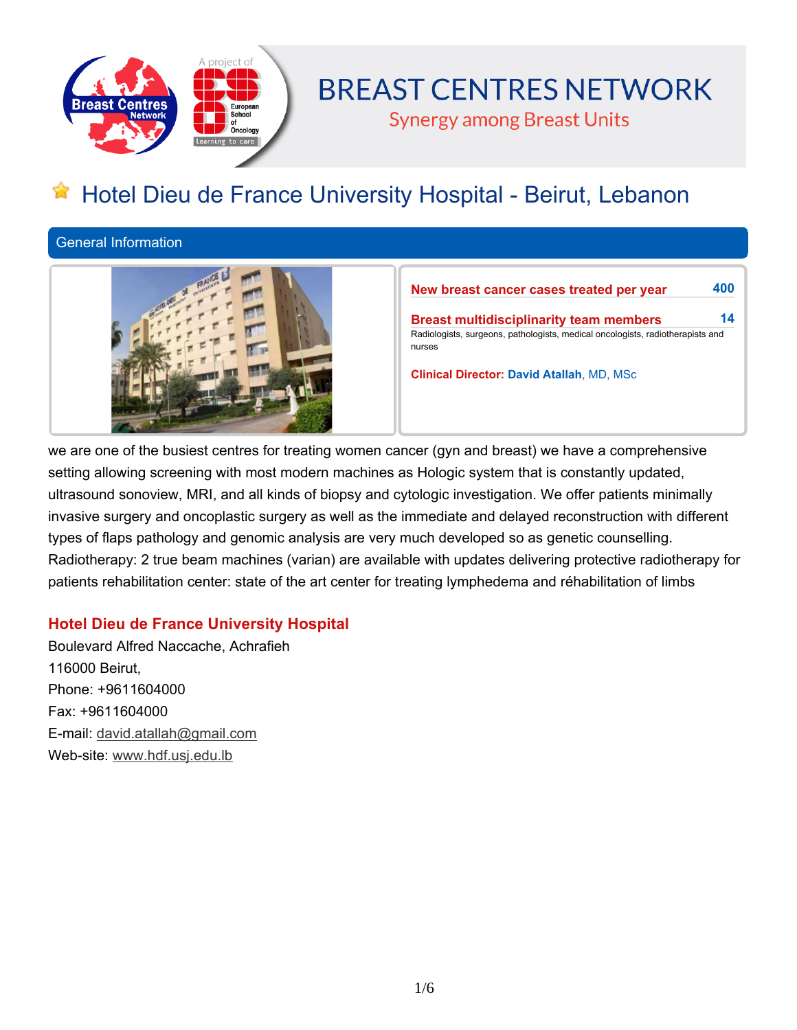# BREAST CENTRES NETWORK

Synergy among Breast Units

## Hotel Dieu de France University Hospital - Beirut, Lebanon

### General Information

**New breast cancer cases treated per year** 400

**Breast multidisciplinarity team members** 14

Radiologists, surgeons, pathologists, medical oncologists, radiotherapists and nurses

**Clinical Director:** **David Atallah**, MD, MSc

we are one of the busiest centres for treating women cancer (gyn and breast) we have a comprehensive setting allowing screening with most modern machines as Hologic system that is constantly updated, ultrasound sonoview, MRI, and all kinds of biopsy and cytologic investigation. We offer patients minimally invasive surgery and oncoplastic surgery as well as the immediate and delayed reconstruction with different types of flaps pathology and genomic analysis are very much developed so as genetic counselling. Radiotherapy: 2 true beam machines (varian) are available with updates delivering protective radiotherapy for patients rehabilitation center: state of the art center for treating lymphedema and réhabilitation of limbs

### Hotel Dieu de France University Hospital

Boulevard Alfred Naccache, Achrafieh
116000 Beirut,
Phone: +9611604000
Fax: +9611604000
E-mail: david.atallah@gmail.com
Web-site: www.hdf.usj.edu.lb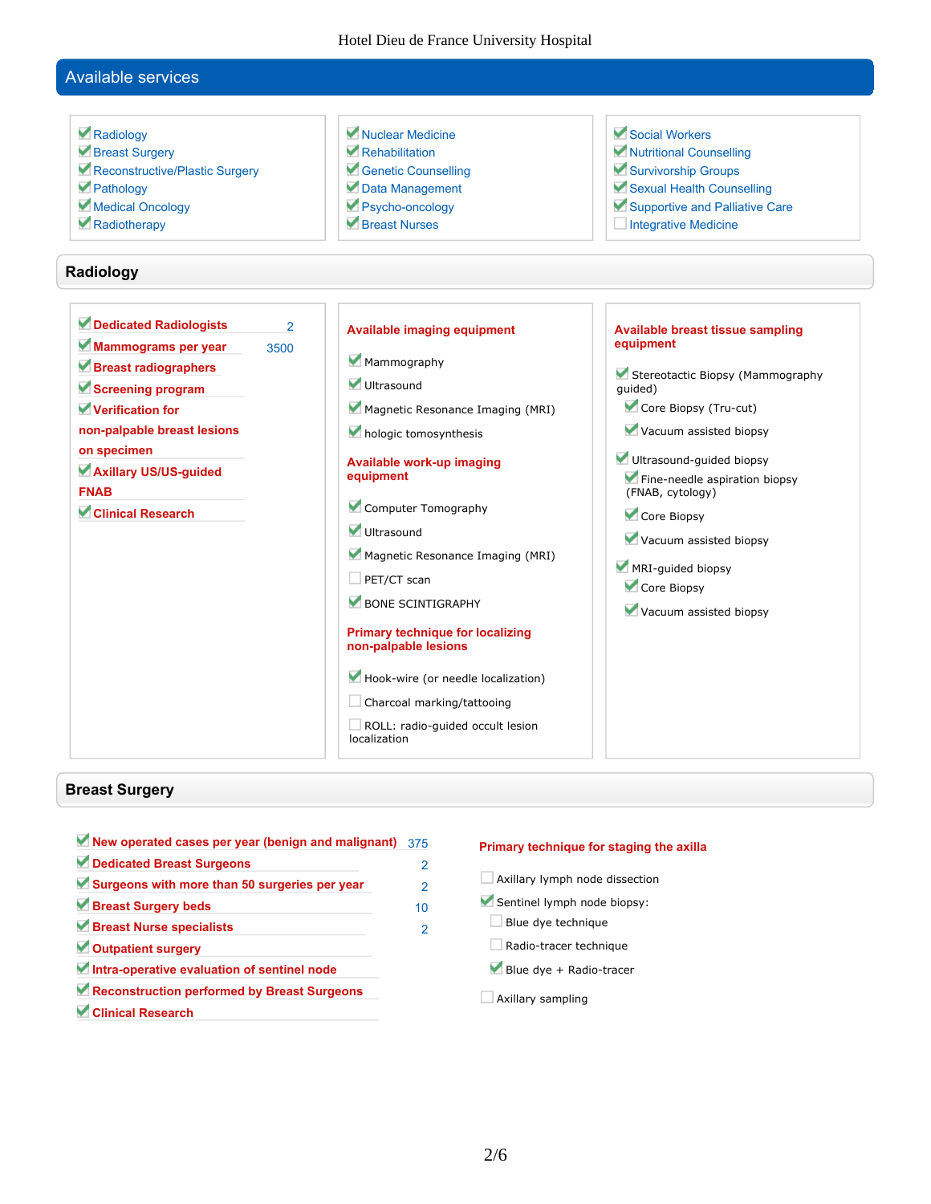## Available services

- [x] Radiology
- [x] Breast Surgery
- [x] Reconstructive/Plastic Surgery
- [x] Pathology
- [x] Medical Oncology
- [x] Radiotherapy
- [x] Nuclear Medicine
- [x] Rehabilitation
- [x] Genetic Counselling
- [x] Data Management
- [x] Psycho-oncology
- [x] Breast Nurses
- [x] Social Workers
- [x] Nutritional Counselling
- [x] Survivorship Groups
- [x] Sexual Health Counselling
- [x] Supportive and Palliative Care
- [ ] Integrative Medicine

## Radiology

| | |
|---|---|
| ✔ **Dedicated Radiologists** | 2 |
| ✔ **Mammograms per year** | 3500 |
| ✔ **Breast radiographers** | |
| ✔ **Screening program** | |
| ✔ **Verification for non-palpable breast lesions on specimen** | |
| ✔ **Axillary US/US-guided FNAB** | |
| ✔ **Clinical Research** | |

**Available imaging equipment**

- [x] Mammography
- [x] Ultrasound
- [x] Magnetic Resonance Imaging (MRI)
- [x] hologic tomosynthesis

**Available work-up imaging equipment**

- [x] Computer Tomography
- [x] Ultrasound
- [x] Magnetic Resonance Imaging (MRI)
- [ ] PET/CT scan
- [x] BONE SCINTIGRAPHY

**Primary technique for localizing non-palpable lesions**

- [x] Hook-wire (or needle localization)
- [ ] Charcoal marking/tattooing
- [ ] ROLL: radio-guided occult lesion localization

**Available breast tissue sampling equipment**

- [x] Stereotactic Biopsy (Mammography guided)
  - [x] Core Biopsy (Tru-cut)
  - [x] Vacuum assisted biopsy
- [x] Ultrasound-guided biopsy
  - [x] Fine-needle aspiration biopsy (FNAB, cytology)
  - [x] Core Biopsy
  - [x] Vacuum assisted biopsy
- [x] MRI-guided biopsy
  - [x] Core Biopsy
  - [x] Vacuum assisted biopsy

## Breast Surgery

| | |
|---|---|
| ✔ **New operated cases per year (benign and malignant)** | 375 |
| ✔ **Dedicated Breast Surgeons** | 2 |
| ✔ **Surgeons with more than 50 surgeries per year** | 2 |
| ✔ **Breast Surgery beds** | 10 |
| ✔ **Breast Nurse specialists** | 2 |
| ✔ **Outpatient surgery** | |
| ✔ **Intra-operative evaluation of sentinel node** | |
| ✔ **Reconstruction performed by Breast Surgeons** | |
| ✔ **Clinical Research** | |

**Primary technique for staging the axilla**

- [ ] Axillary lymph node dissection
- [x] Sentinel lymph node biopsy:
  - [ ] Blue dye technique
  - [ ] Radio-tracer technique
  - [x] Blue dye + Radio-tracer
- [ ] Axillary sampling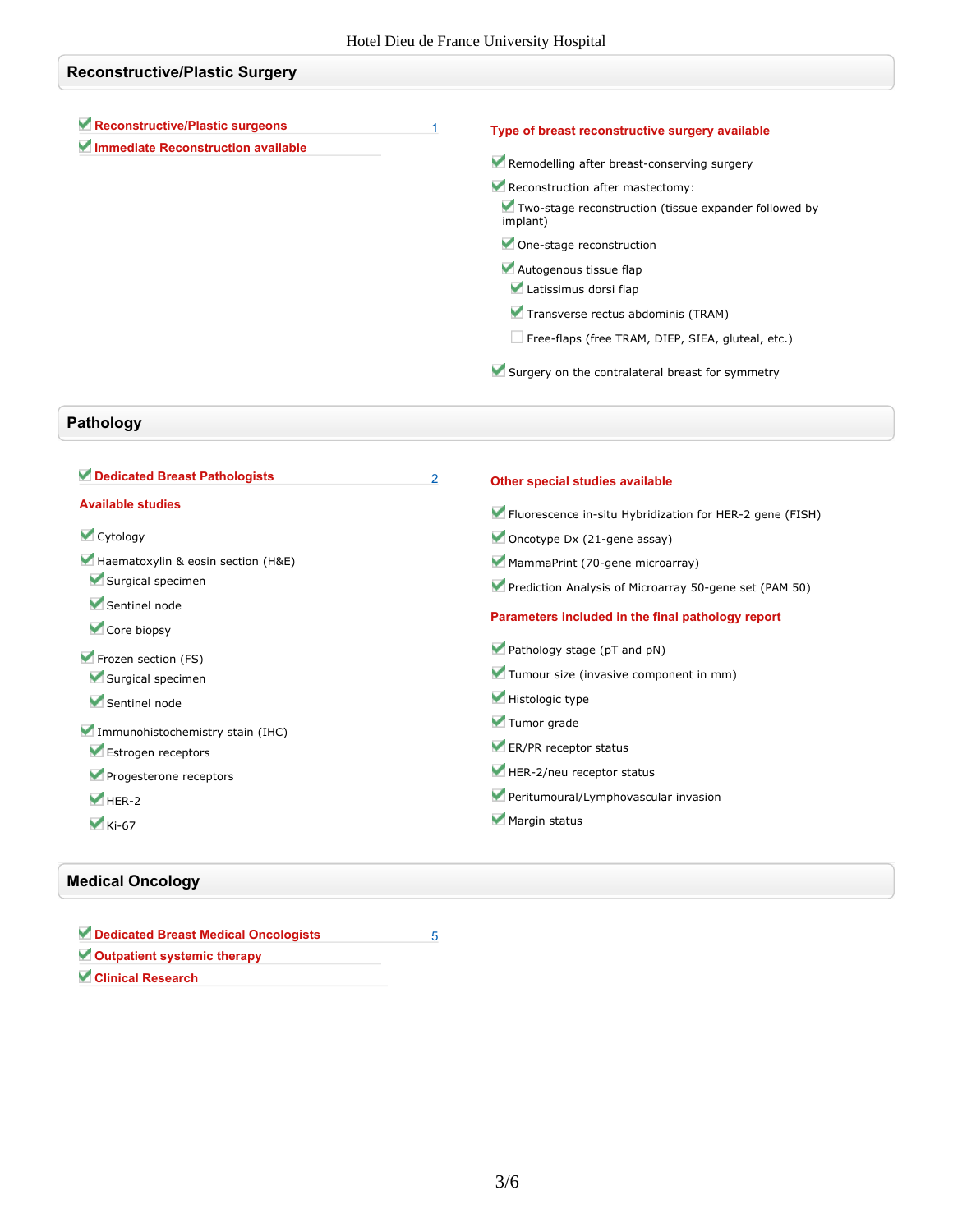## Reconstructive/Plastic Surgery

- [x] **Reconstructive/Plastic surgeons** 1
- [x] **Immediate Reconstruction available**

**Type of breast reconstructive surgery available**

- [x] Remodelling after breast-conserving surgery
- [x] Reconstruction after mastectomy:
  - [x] Two-stage reconstruction (tissue expander followed by implant)
  - [x] One-stage reconstruction
  - [x] Autogenous tissue flap
    - [x] Latissimus dorsi flap
    - [x] Transverse rectus abdominis (TRAM)
    - [ ] Free-flaps (free TRAM, DIEP, SIEA, gluteal, etc.)
- [x] Surgery on the contralateral breast for symmetry

## Pathology

- [x] **Dedicated Breast Pathologists** 2

**Available studies**

- [x] Cytology
- [x] Haematoxylin & eosin section (H&E)
  - [x] Surgical specimen
  - [x] Sentinel node
  - [x] Core biopsy
- [x] Frozen section (FS)
  - [x] Surgical specimen
  - [x] Sentinel node
- [x] Immunohistochemistry stain (IHC)
  - [x] Estrogen receptors
  - [x] Progesterone receptors
  - [x] HER-2
  - [x] Ki-67

**Other special studies available**

- [x] Fluorescence in-situ Hybridization for HER-2 gene (FISH)
- [x] Oncotype Dx (21-gene assay)
- [x] MammaPrint (70-gene microarray)
- [x] Prediction Analysis of Microarray 50-gene set (PAM 50)

**Parameters included in the final pathology report**

- [x] Pathology stage (pT and pN)
- [x] Tumour size (invasive component in mm)
- [x] Histologic type
- [x] Tumor grade
- [x] ER/PR receptor status
- [x] HER-2/neu receptor status
- [x] Peritumoural/Lymphovascular invasion
- [x] Margin status

## Medical Oncology

- [x] **Dedicated Breast Medical Oncologists** 5
- [x] **Outpatient systemic therapy**
- [x] **Clinical Research**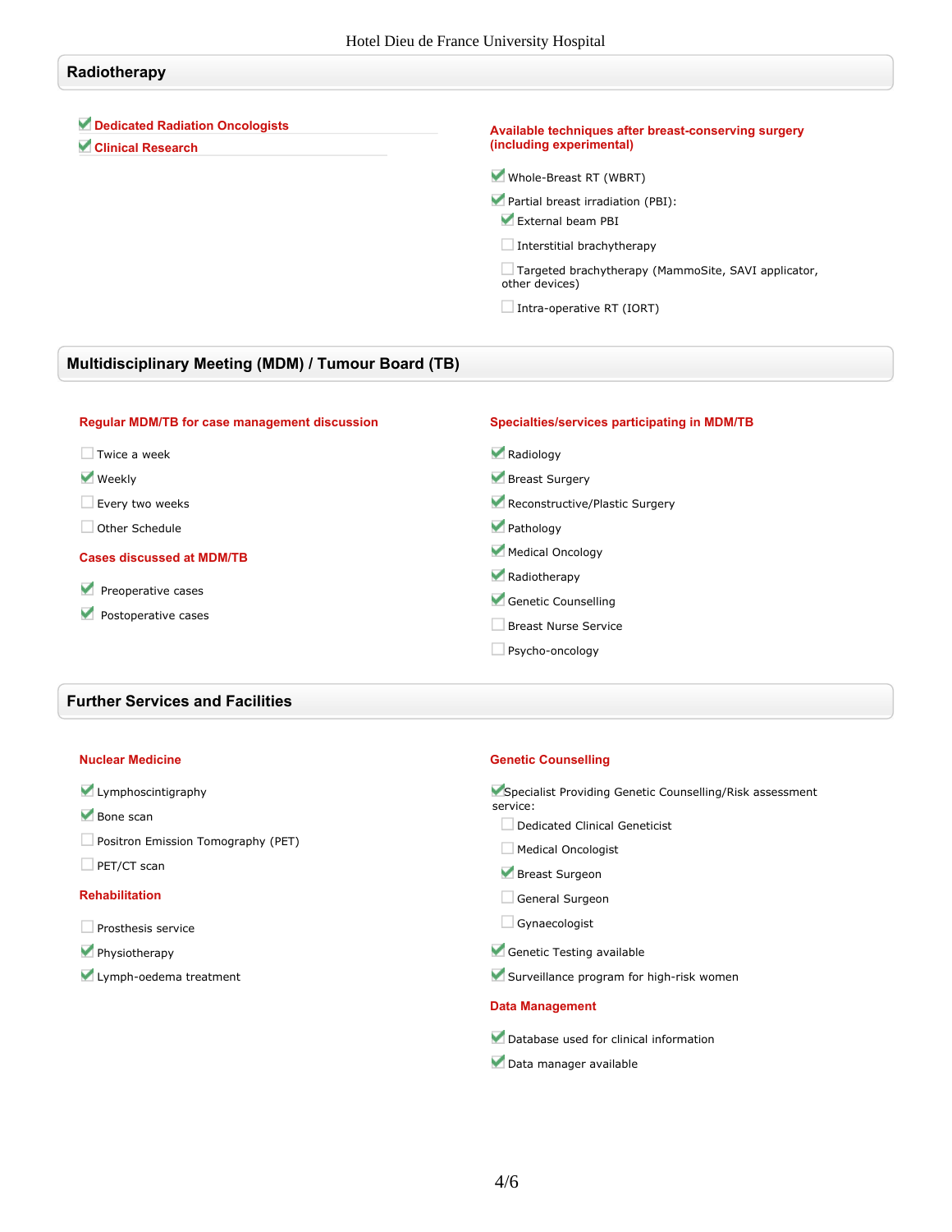## Radiotherapy

- [x] **Dedicated Radiation Oncologists**
- [x] **Clinical Research**

**Available techniques after breast-conserving surgery (including experimental)**

- [x] Whole-Breast RT (WBRT)
- [x] Partial breast irradiation (PBI):
  - [x] External beam PBI
  - [ ] Interstitial brachytherapy
  - [ ] Targeted brachytherapy (MammoSite, SAVI applicator, other devices)
  - [ ] Intra-operative RT (IORT)

## Multidisciplinary Meeting (MDM) / Tumour Board (TB)

**Regular MDM/TB for case management discussion**

- [ ] Twice a week
- [x] Weekly
- [ ] Every two weeks
- [ ] Other Schedule

**Cases discussed at MDM/TB**

- [x] Preoperative cases
- [x] Postoperative cases

**Specialties/services participating in MDM/TB**

- [x] Radiology
- [x] Breast Surgery
- [x] Reconstructive/Plastic Surgery
- [x] Pathology
- [x] Medical Oncology
- [x] Radiotherapy
- [x] Genetic Counselling
- [ ] Breast Nurse Service
- [ ] Psycho-oncology

## Further Services and Facilities

**Nuclear Medicine**

- [x] Lymphoscintigraphy
- [x] Bone scan
- [ ] Positron Emission Tomography (PET)
- [ ] PET/CT scan

**Rehabilitation**

- [ ] Prosthesis service
- [x] Physiotherapy
- [x] Lymph-oedema treatment

**Genetic Counselling**

- [x] Specialist Providing Genetic Counselling/Risk assessment service:
  - [ ] Dedicated Clinical Geneticist
  - [ ] Medical Oncologist
  - [x] Breast Surgeon
  - [ ] General Surgeon
  - [ ] Gynaecologist
- [x] Genetic Testing available
- [x] Surveillance program for high-risk women

**Data Management**

- [x] Database used for clinical information
- [x] Data manager available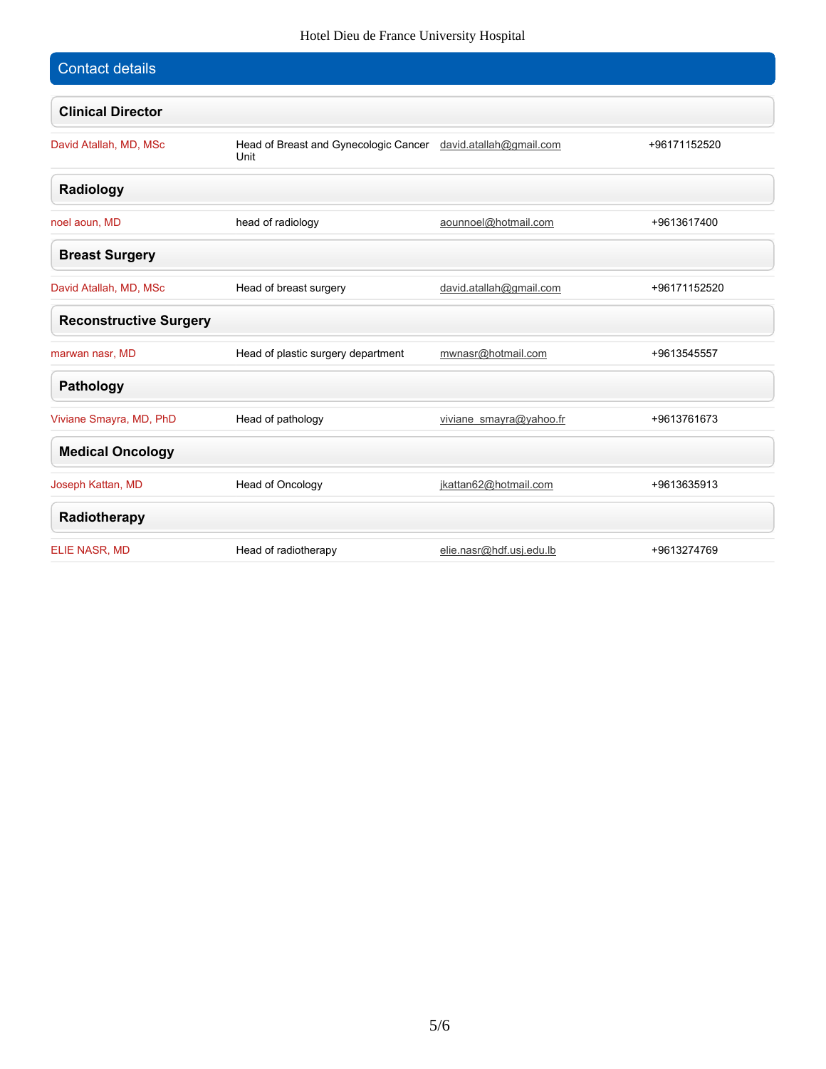## Contact details

### Clinical Director

| | | | |
|---|---|---|---|
| David Atallah, MD, MSc | Head of Breast and Gynecologic Cancer Unit | david.atallah@gmail.com | +96171152520 |

### Radiology

| | | | |
|---|---|---|---|
| noel aoun, MD | head of radiology | aounnoel@hotmail.com | +9613617400 |

### Breast Surgery

| | | | |
|---|---|---|---|
| David Atallah, MD, MSc | Head of breast surgery | david.atallah@gmail.com | +96171152520 |

### Reconstructive Surgery

| | | | |
|---|---|---|---|
| marwan nasr, MD | Head of plastic surgery department | mwnasr@hotmail.com | +9613545557 |

### Pathology

| | | | |
|---|---|---|---|
| Viviane Smayra, MD, PhD | Head of pathology | viviane_smayra@yahoo.fr | +9613761673 |

### Medical Oncology

| | | | |
|---|---|---|---|
| Joseph Kattan, MD | Head of Oncology | jkattan62@hotmail.com | +9613635913 |

### Radiotherapy

| | | | |
|---|---|---|---|
| ELIE NASR, MD | Head of radiotherapy | elie.nasr@hdf.usj.edu.lb | +9613274769 |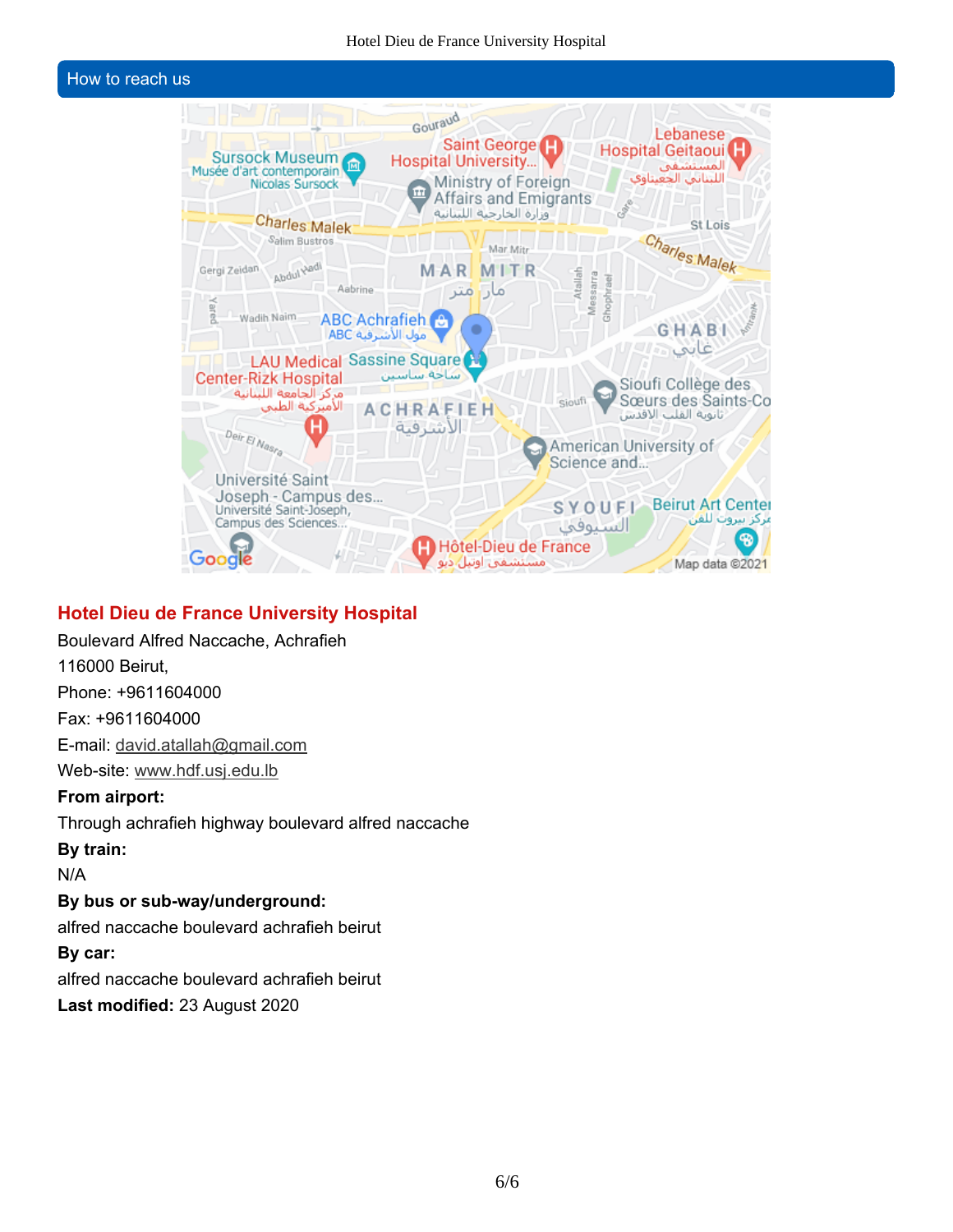## How to reach us

### Hotel Dieu de France University Hospital

Boulevard Alfred Naccache, Achrafieh
116000 Beirut,
Phone: +9611604000
Fax: +9611604000
E-mail: david.atallah@gmail.com
Web-site: www.hdf.usj.edu.lb

**From airport:**
Through achrafieh highway boulevard alfred naccache

**By train:**
N/A

**By bus or sub-way/underground:**
alfred naccache boulevard achrafieh beirut

**By car:**
alfred naccache boulevard achrafieh beirut

**Last modified:** 23 August 2020